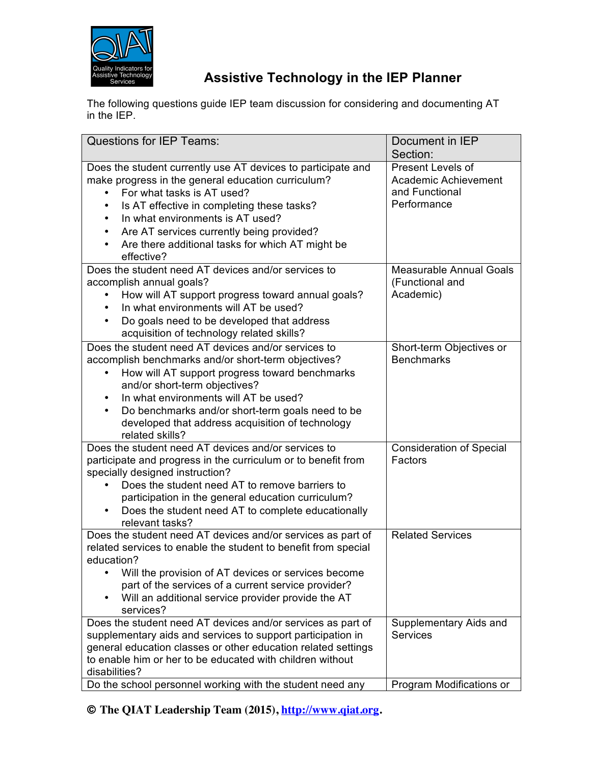# Assistive Technology in the IEP Planner

The following questions guide IEP team discussion for considering and documenting AT in the IEP.

| Questions for IEP Teams: | Document in IEP Section: |
|---|---|
| Does the student currently use AT devices to participate and make progress in the general education curriculum?<br>• For what tasks is AT used?<br>• Is AT effective in completing these tasks?<br>• In what environments is AT used?<br>• Are AT services currently being provided?<br>• Are there additional tasks for which AT might be effective? | Present Levels of Academic Achievement and Functional Performance |
| Does the student need AT devices and/or services to accomplish annual goals?<br>• How will AT support progress toward annual goals?<br>• In what environments will AT be used?<br>• Do goals need to be developed that address acquisition of technology related skills? | Measurable Annual Goals (Functional and Academic) |
| Does the student need AT devices and/or services to accomplish benchmarks and/or short-term objectives?<br>• How will AT support progress toward benchmarks and/or short-term objectives?<br>• In what environments will AT be used?<br>• Do benchmarks and/or short-term goals need to be developed that address acquisition of technology related skills? | Short-term Objectives or Benchmarks |
| Does the student need AT devices and/or services to participate and progress in the curriculum or to benefit from specially designed instruction?<br>• Does the student need AT to remove barriers to participation in the general education curriculum?<br>• Does the student need AT to complete educationally relevant tasks? | Consideration of Special Factors |
| Does the student need AT devices and/or services as part of related services to enable the student to benefit from special education?<br>• Will the provision of AT devices or services become part of the services of a current service provider?<br>• Will an additional service provider provide the AT services? | Related Services |
| Does the student need AT devices and/or services as part of supplementary aids and services to support participation in general education classes or other education related settings to enable him or her to be educated with children without disabilities? | Supplementary Aids and Services |
| Do the school personnel working with the student need any | Program Modifications or |

**© The QIAT Leadership Team (2015), [http://www.qiat.org](http://www.qiat.org).**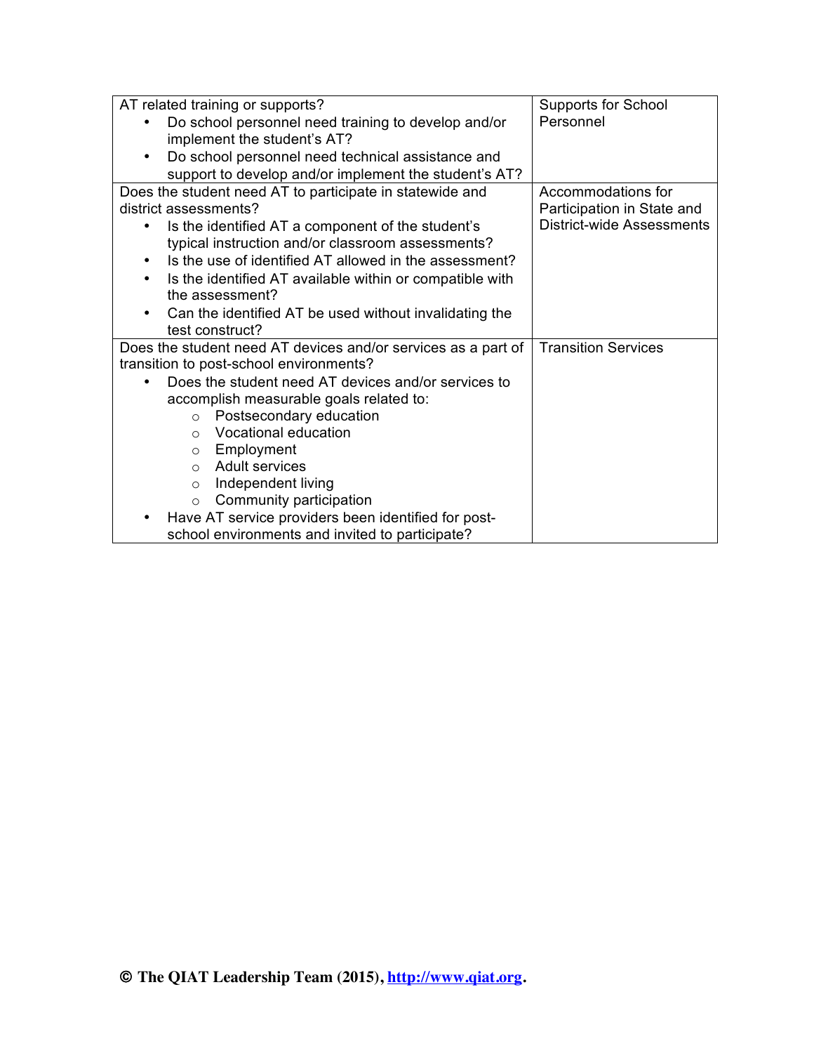| | |
|---|---|
| AT related training or supports?<br>• Do school personnel need training to develop and/or implement the student's AT?<br>• Do school personnel need technical assistance and support to develop and/or implement the student's AT? | Supports for School Personnel |
| Does the student need AT to participate in statewide and district assessments?<br>• Is the identified AT a component of the student's typical instruction and/or classroom assessments?<br>• Is the use of identified AT allowed in the assessment?<br>• Is the identified AT available within or compatible with the assessment?<br>• Can the identified AT be used without invalidating the test construct? | Accommodations for Participation in State and District-wide Assessments |
| Does the student need AT devices and/or services as a part of transition to post-school environments?<br>• Does the student need AT devices and/or services to accomplish measurable goals related to:<br>&nbsp;&nbsp;&nbsp;&nbsp;○ Postsecondary education<br>&nbsp;&nbsp;&nbsp;&nbsp;○ Vocational education<br>&nbsp;&nbsp;&nbsp;&nbsp;○ Employment<br>&nbsp;&nbsp;&nbsp;&nbsp;○ Adult services<br>&nbsp;&nbsp;&nbsp;&nbsp;○ Independent living<br>&nbsp;&nbsp;&nbsp;&nbsp;○ Community participation<br>• Have AT service providers been identified for post-school environments and invited to participate? | Transition Services |

**© The QIAT Leadership Team (2015), [http://www.qiat.org](http://www.qiat.org).**